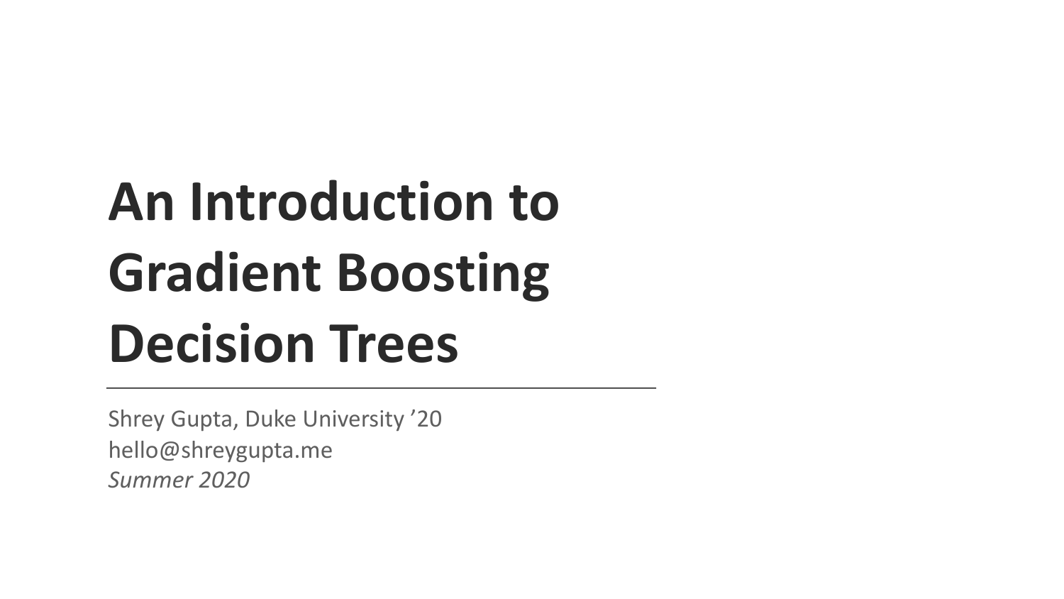# An Introduction to Gradient Boosting Decision Trees

---

Shrey Gupta, Duke University ’20
hello@shreygupta.me
*Summer 2020*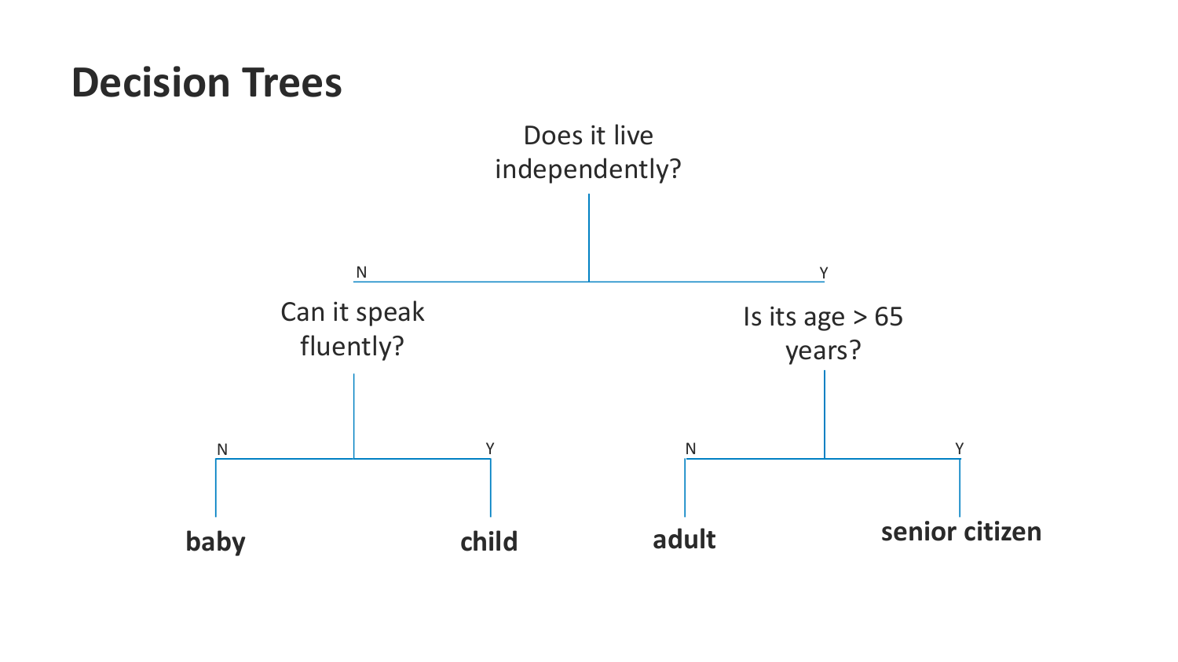# Decision Trees

Does it live independently?

N

Can it speak fluently?

- N: **baby**
- Y: **child**

Y

Is its age > 65 years?

- N: **adult**
- Y: **senior citizen**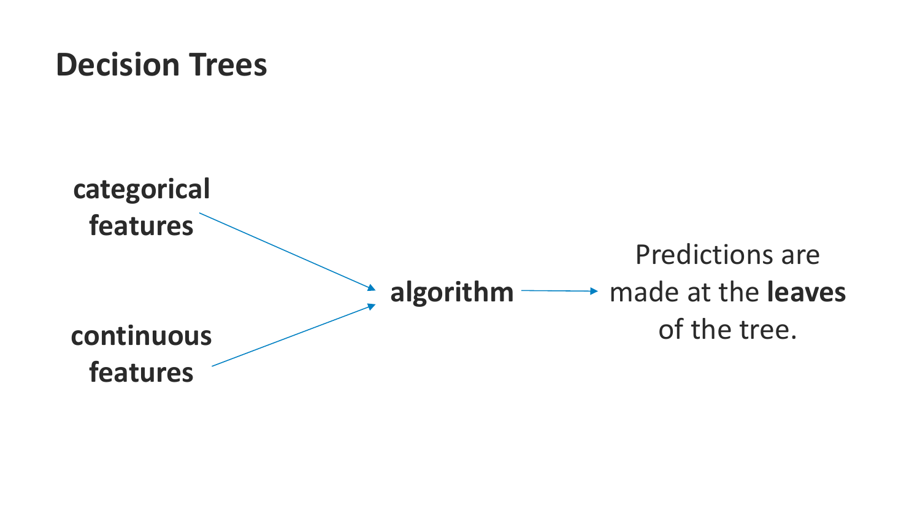# Decision Trees

**categorical features**

**continuous features**

**algorithm**

Predictions are made at the **leaves** of the tree.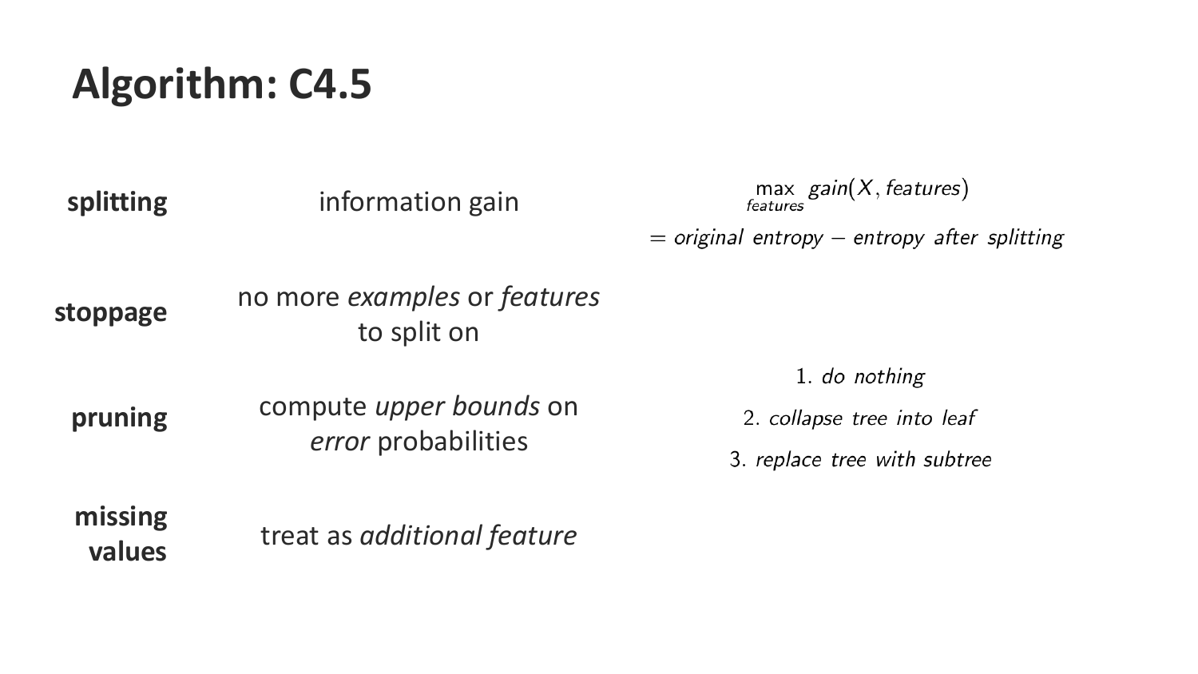# Algorithm: C4.5

| | | |
|---|---|---|
| **splitting** | information gain | $\max\limits_{features} gain(X, features)$ $= original\ entropy - entropy\ after\ splitting$ |
| **stoppage** | no more *examples* or *features* to split on | |
| **pruning** | compute *upper bounds* on *error* probabilities | 1. *do nothing* 2. *collapse tree into leaf* 3. *replace tree with subtree* |
| **missing values** | treat as *additional feature* | |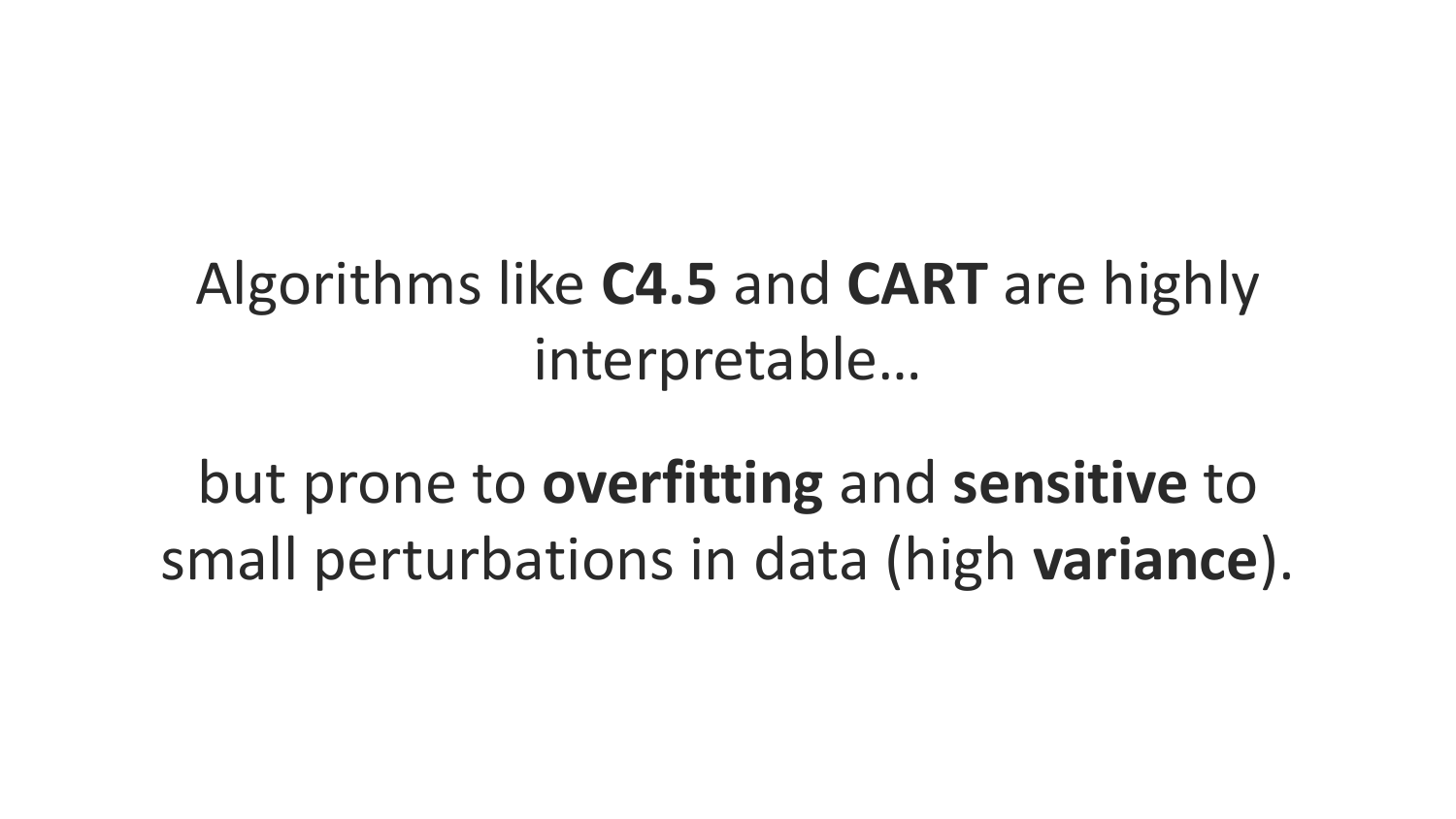Algorithms like **C4.5** and **CART** are highly interpretable…

but prone to **overfitting** and **sensitive** to small perturbations in data (high **variance**).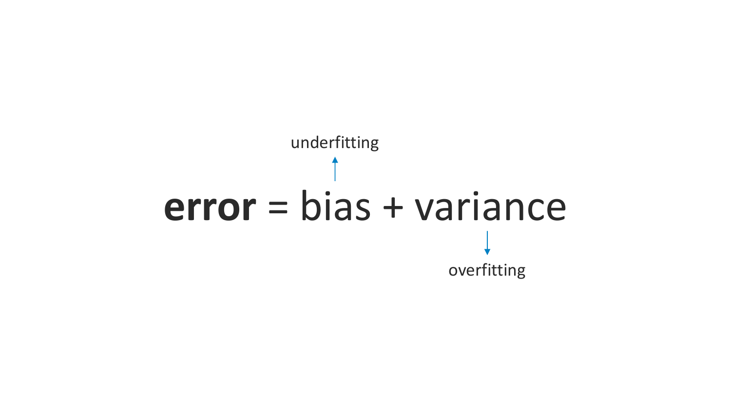underfitting

↑

**error** = bias + variance

↓

overfitting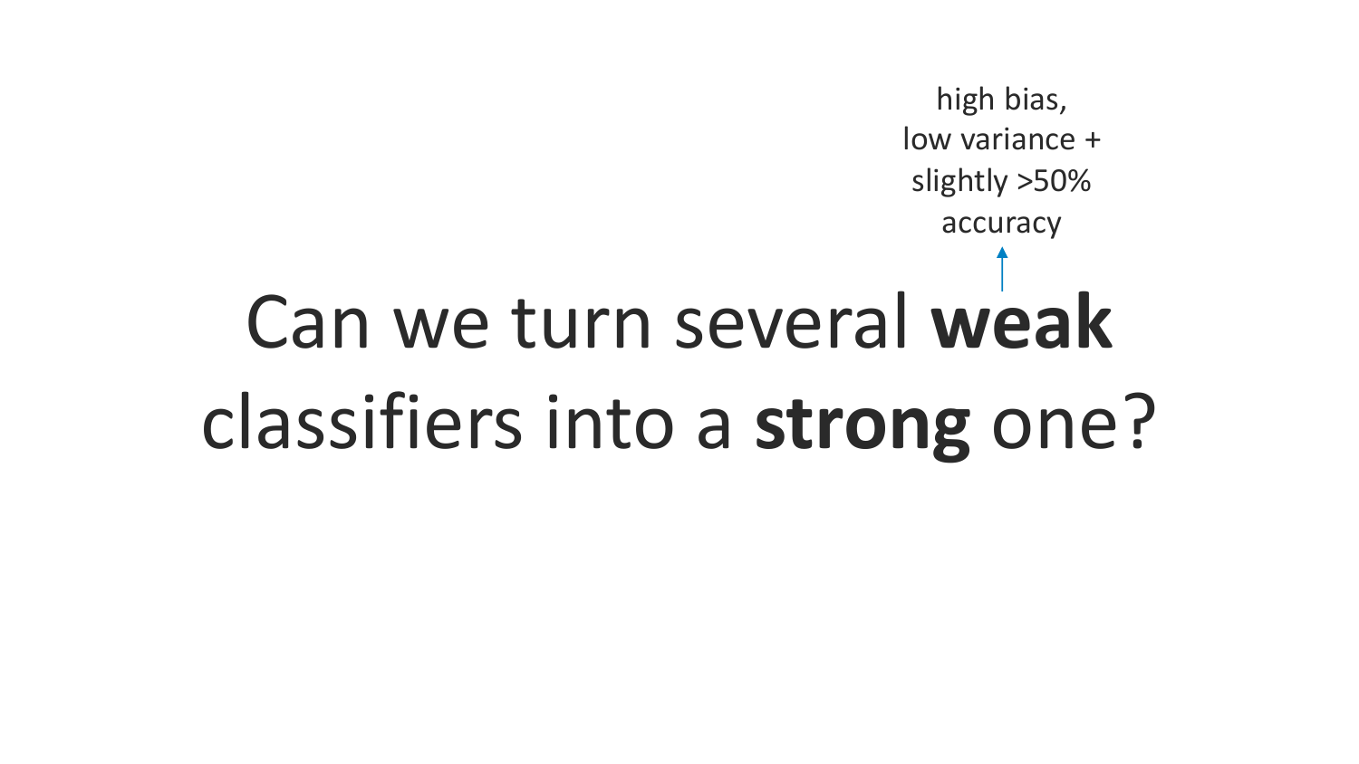high bias,
low variance +
slightly >50%
accuracy

# Can we turn several **weak** classifiers into a **strong** one?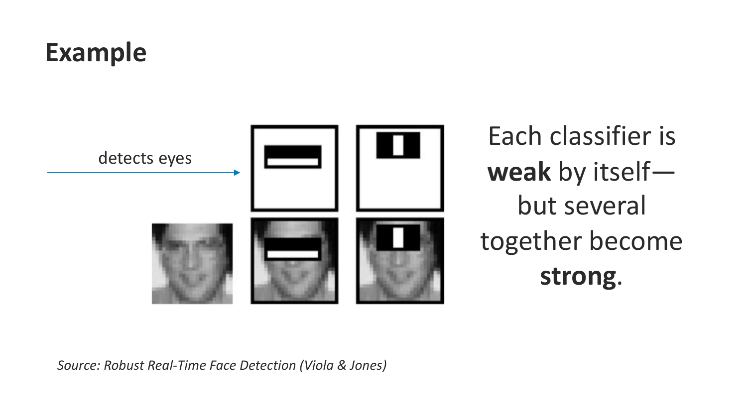# Example

detects eyes

Each classifier is **weak** by itself—but several together become **strong**.

*Source: Robust Real-Time Face Detection (Viola & Jones)*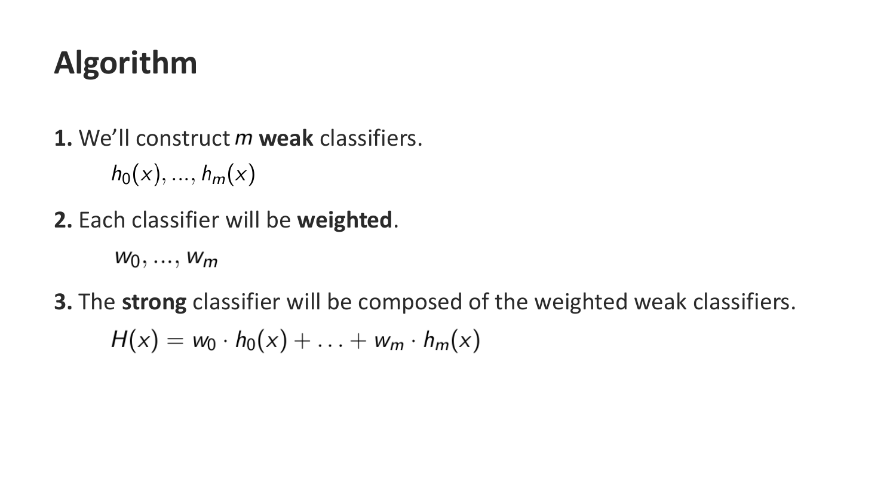# Algorithm

**1.** We'll construct $m$ **weak** classifiers.

$$h_0(x), ..., h_m(x)$$

**2.** Each classifier will be **weighted**.

$$w_0, ..., w_m$$

**3.** The **strong** classifier will be composed of the weighted weak classifiers.

$$H(x) = w_0 \cdot h_0(x) + \ldots + w_m \cdot h_m(x)$$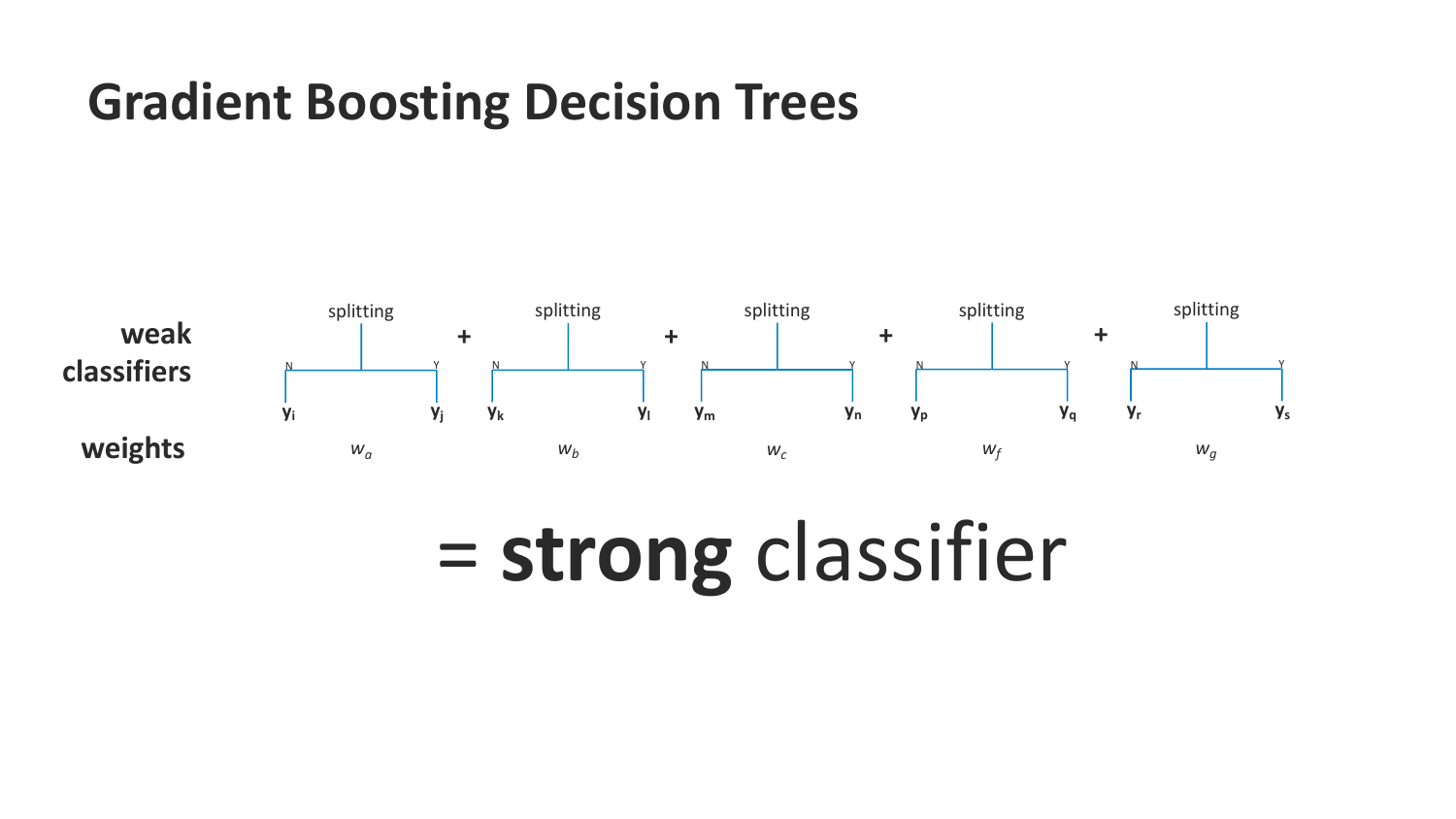# Gradient Boosting Decision Trees

**weak classifiers**

splitting (N: $y_i$, Y: $y_j$) + splitting (N: $y_k$, Y: $y_l$) + splitting (N: $y_m$, Y: $y_n$) + splitting (N: $y_p$, Y: $y_q$) + splitting (N: $y_r$, Y: $y_s$)

**weights**

$w_a$ $w_b$ $w_c$ $w_f$ $w_g$

= **strong** classifier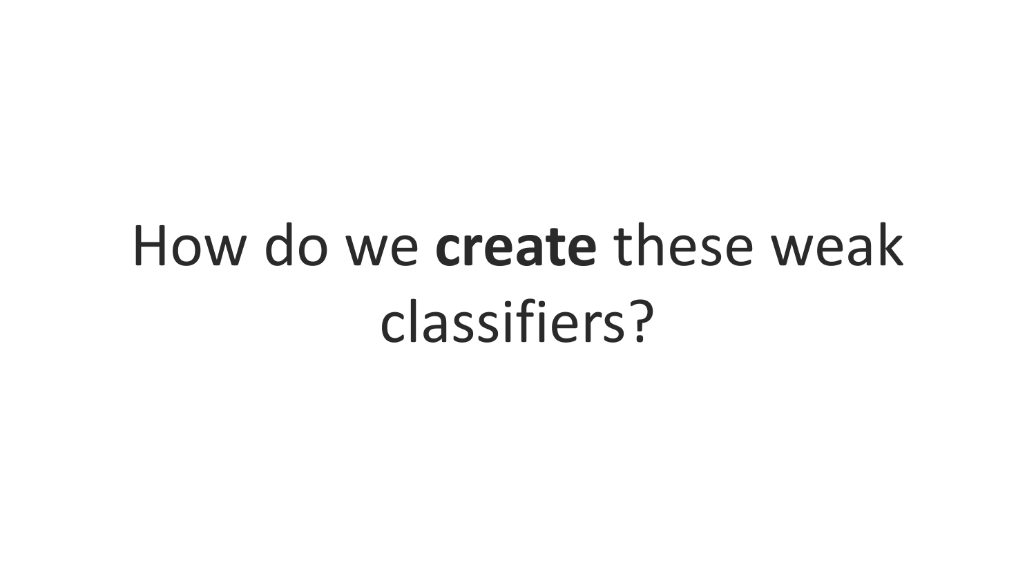# How do we **create** these weak classifiers?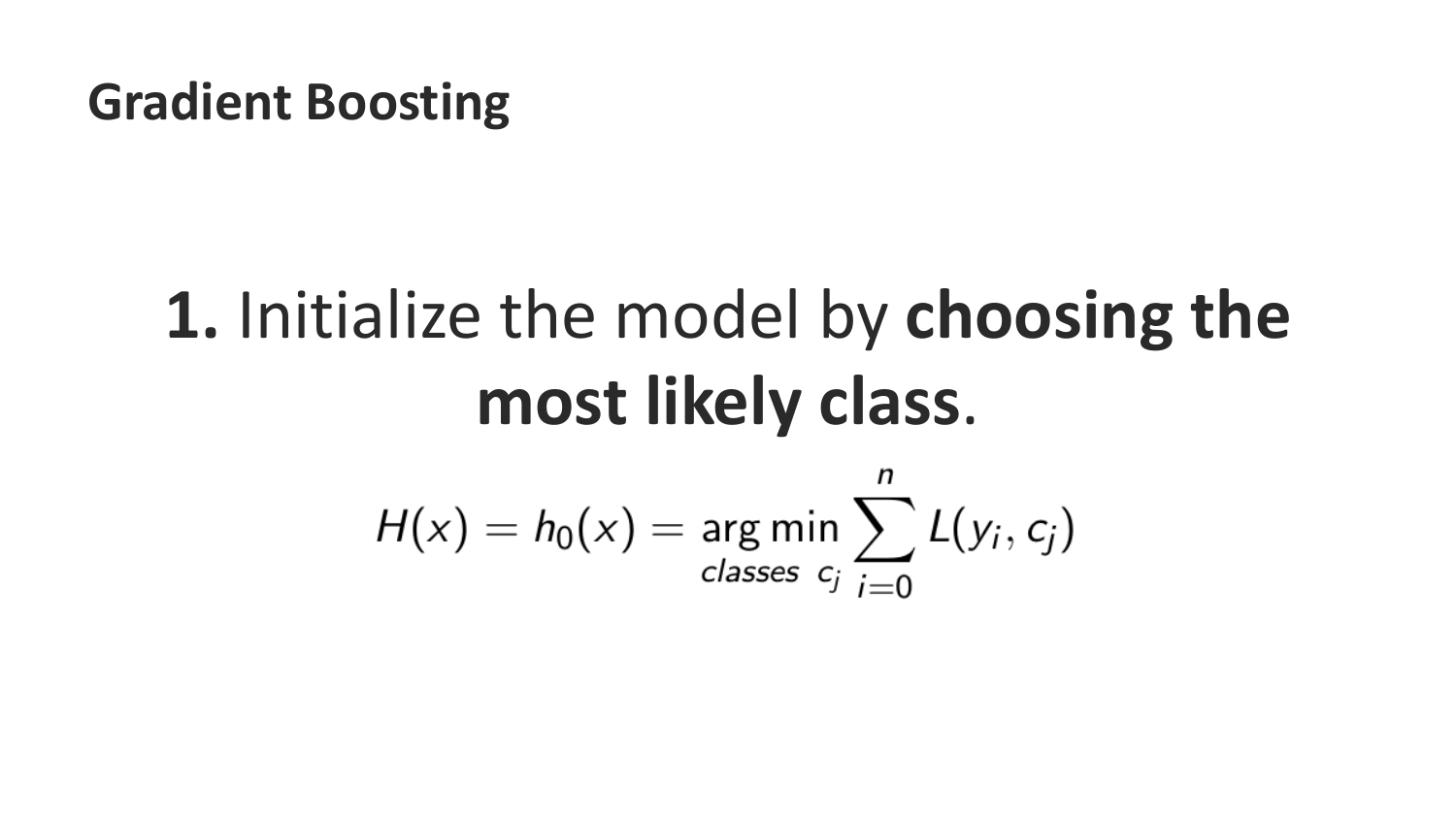# Gradient Boosting

**1.** Initialize the model by **choosing the most likely class**.

$$H(x) = h_0(x) = \underset{classes\ c_j}{\arg\min} \sum_{i=0}^{n} L(y_i, c_j)$$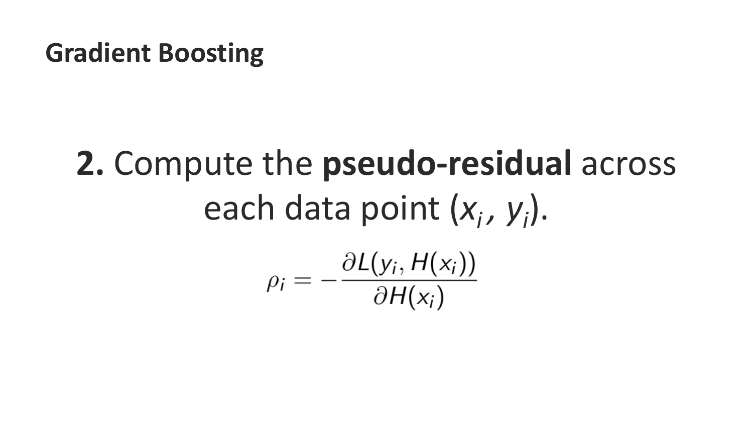## Gradient Boosting

**2.** Compute the **pseudo-residual** across each data point ($x_i$, $y_i$).

$$\rho_i = -\frac{\partial L(y_i, H(x_i))}{\partial H(x_i)}$$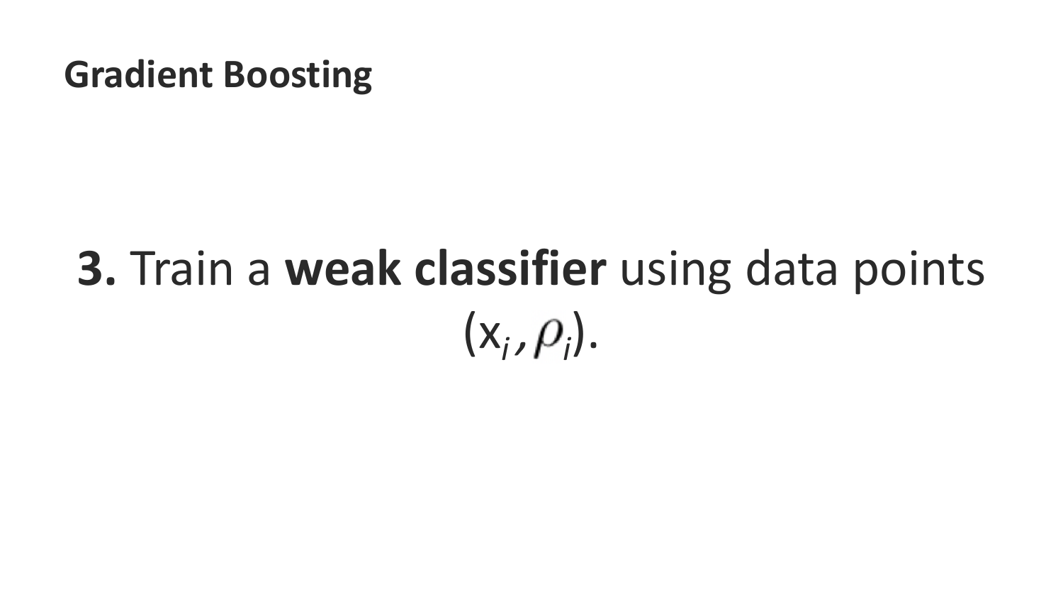# Gradient Boosting

**3.** Train a **weak classifier** using data points ($x_i$, $\rho_i$).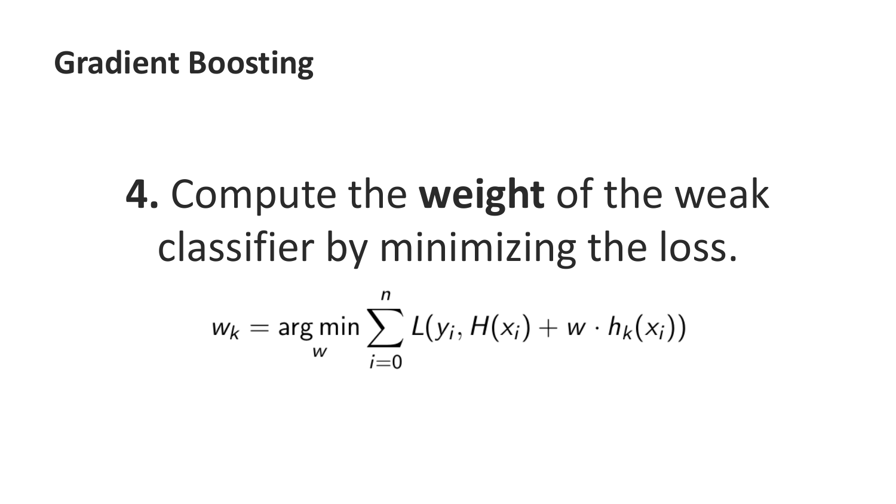# Gradient Boosting

**4.** Compute the **weight** of the weak classifier by minimizing the loss.

$$w_k = \arg\min_{w} \sum_{i=0}^{n} L(y_i, H(x_i) + w \cdot h_k(x_i))$$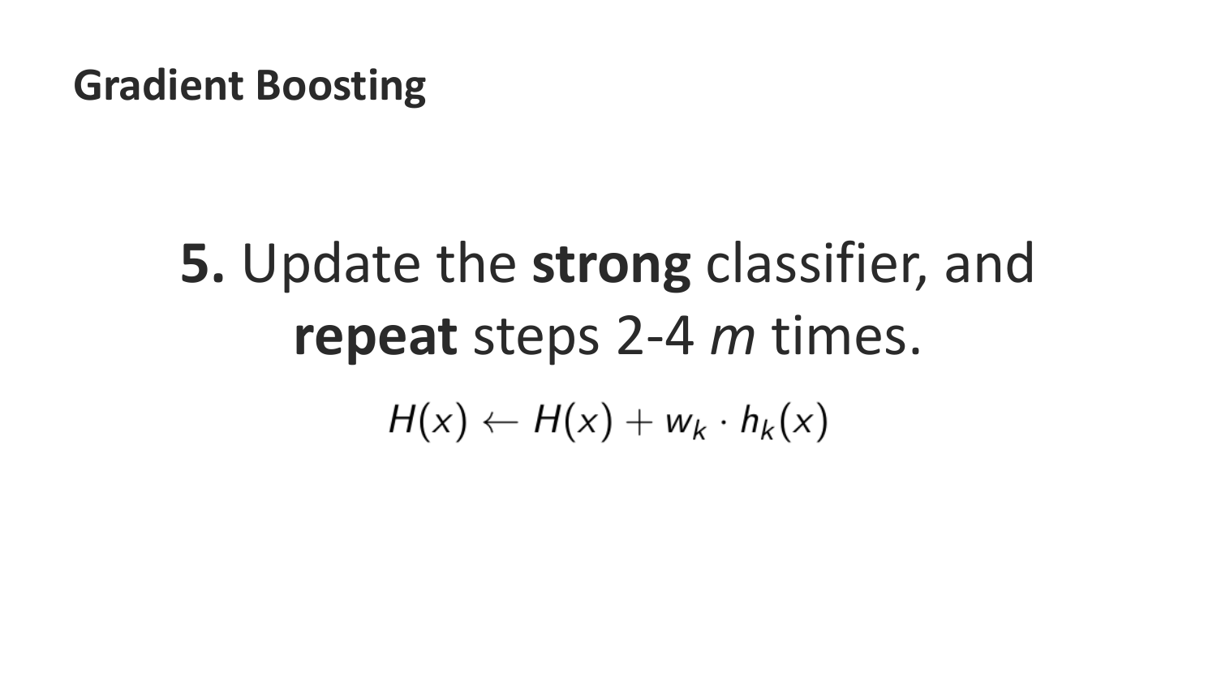## Gradient Boosting

**5.** Update the **strong** classifier, and **repeat** steps 2-4 *m* times.

$$H(x) \leftarrow H(x) + w_k \cdot h_k(x)$$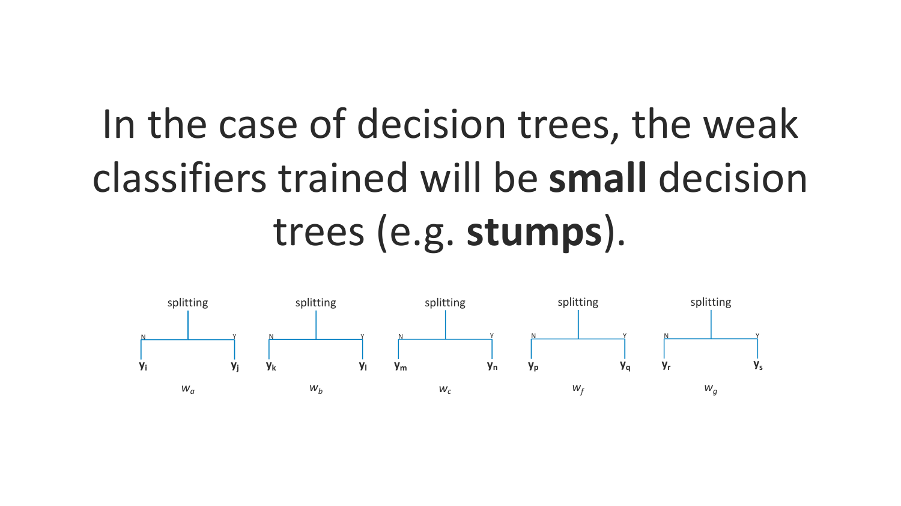In the case of decision trees, the weak classifiers trained will be **small** decision trees (e.g. **stumps**).

splitting — N: $\mathbf{y_i}$, Y: $\mathbf{y_j}$ — $w_a$

splitting — N: $\mathbf{y_k}$, Y: $\mathbf{y_l}$ — $w_b$

splitting — N: $\mathbf{y_m}$, Y: $\mathbf{y_n}$ — $w_c$

splitting — N: $\mathbf{y_p}$, Y: $\mathbf{y_q}$ — $w_f$

splitting — N: $\mathbf{y_r}$, Y: $\mathbf{y_s}$ — $w_g$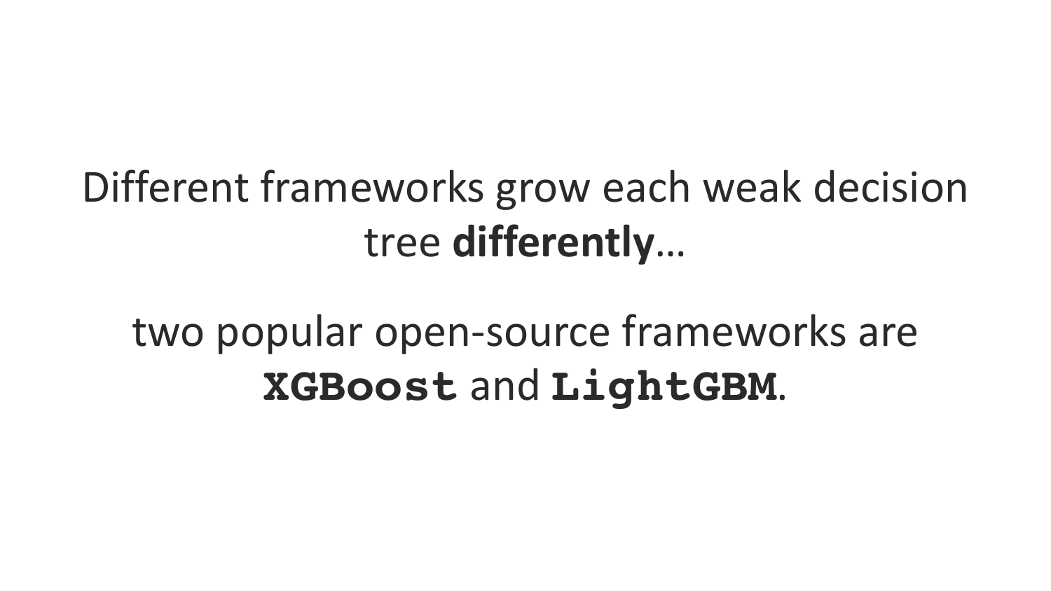Different frameworks grow each weak decision tree **differently**…

two popular open-source frameworks are **`XGBoost`** and **`LightGBM`**.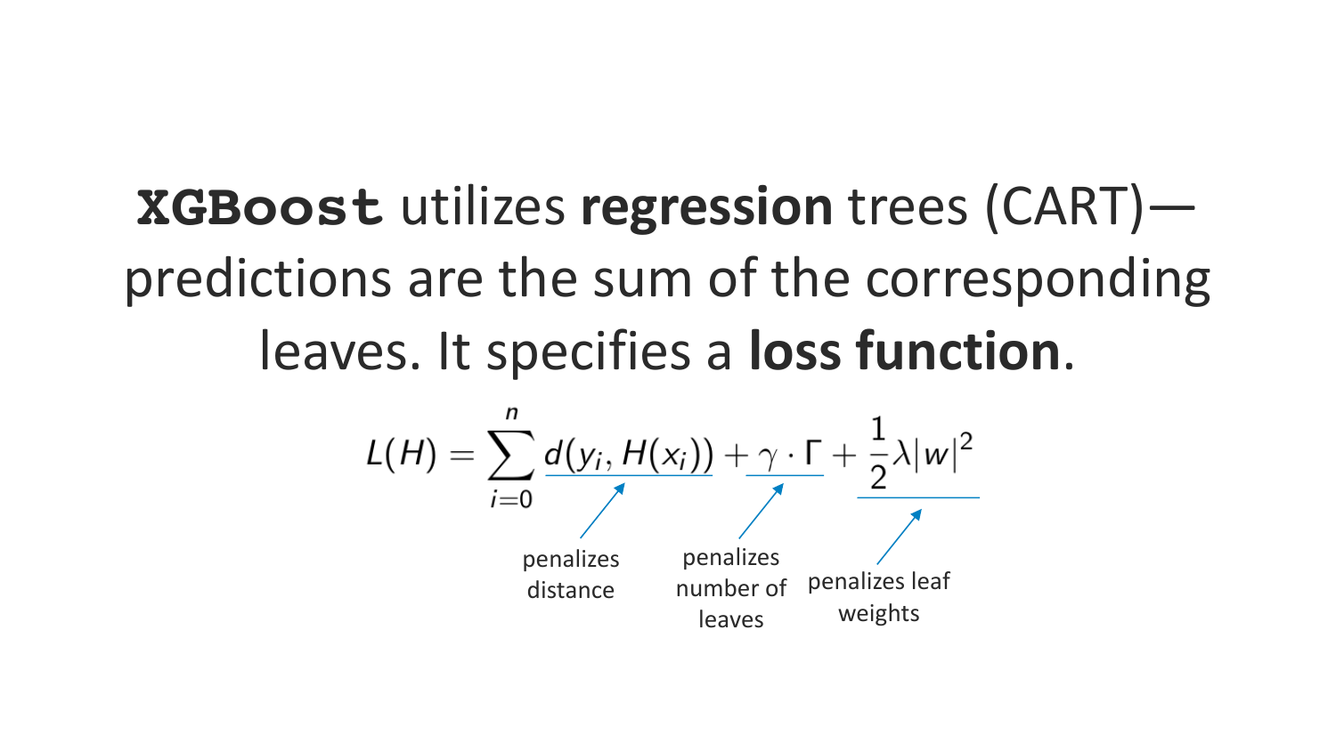**`XGBoost`** utilizes **regression** trees (CART)—predictions are the sum of the corresponding leaves. It specifies a **loss function**.

$$L(H) = \underbrace{\sum_{i=0}^{n} d(y_i, H(x_i))}_{\text{penalizes distance}} + \underbrace{\gamma \cdot \Gamma}_{\text{penalizes number of leaves}} + \underbrace{\frac{1}{2}\lambda |w|^2}_{\text{penalizes leaf weights}}$$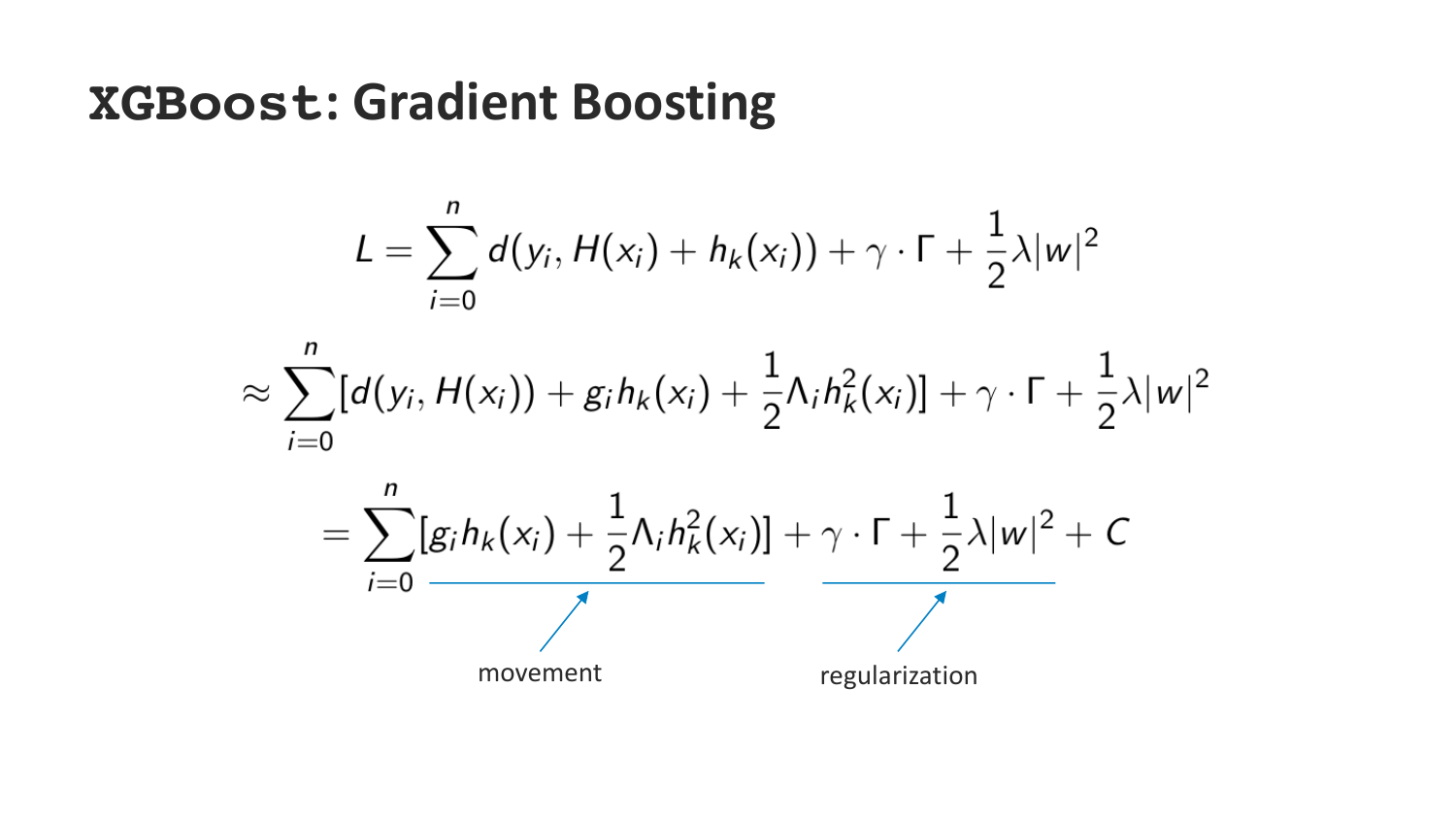# XGBoost: Gradient Boosting

$$L = \sum_{i=0}^{n} d(y_i, H(x_i) + h_k(x_i)) + \gamma \cdot \Gamma + \frac{1}{2}\lambda |w|^2$$

$$\approx \sum_{i=0}^{n} [d(y_i, H(x_i)) + g_i h_k(x_i) + \frac{1}{2}\Lambda_i h_k^2(x_i)] + \gamma \cdot \Gamma + \frac{1}{2}\lambda |w|^2$$

$$= \sum_{i=0}^{n} [g_i h_k(x_i) + \frac{1}{2}\Lambda_i h_k^2(x_i)] + \gamma \cdot \Gamma + \frac{1}{2}\lambda |w|^2 + C$$

movement (the summation term $\sum_{i=0}^{n} [g_i h_k(x_i) + \frac{1}{2}\Lambda_i h_k^2(x_i)]$)

regularization (the term $\gamma \cdot \Gamma + \frac{1}{2}\lambda |w|^2$)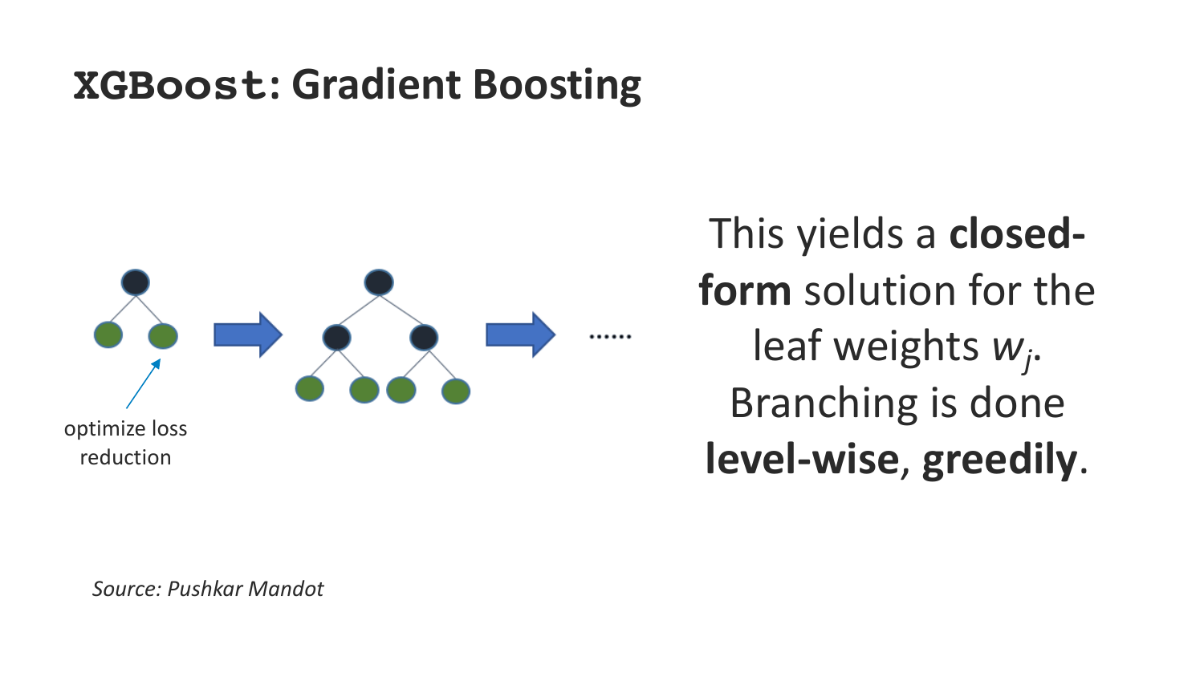# `XGBoost`: Gradient Boosting

optimize loss reduction

This yields a **closed-form** solution for the leaf weights $w_j$. Branching is done **level-wise**, **greedily**.

*Source: Pushkar Mandot*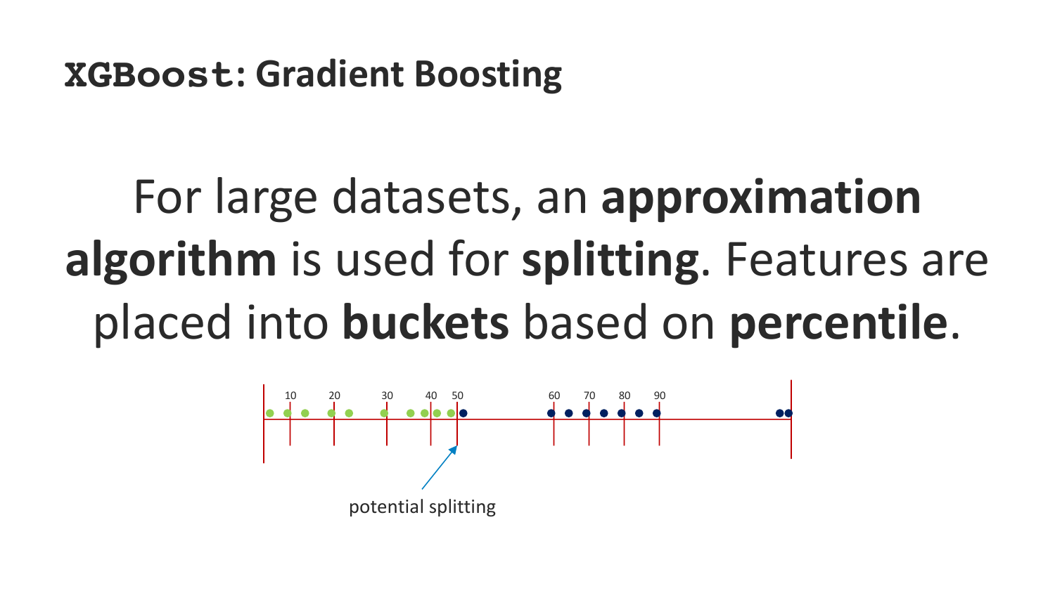# XGBoost: Gradient Boosting

For large datasets, an **approximation algorithm** is used for **splitting**. Features are placed into **buckets** based on **percentile**.

10 20 30 40 50 60 70 80 90

potential splitting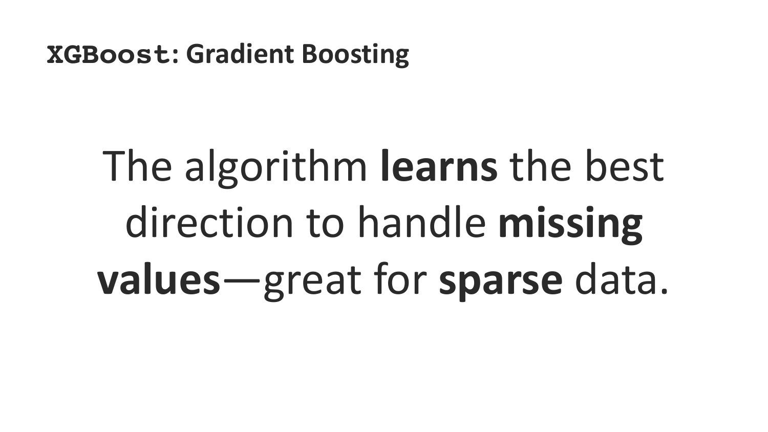## `XGBoost`: Gradient Boosting

The algorithm **learns** the best direction to handle **missing values**—great for **sparse** data.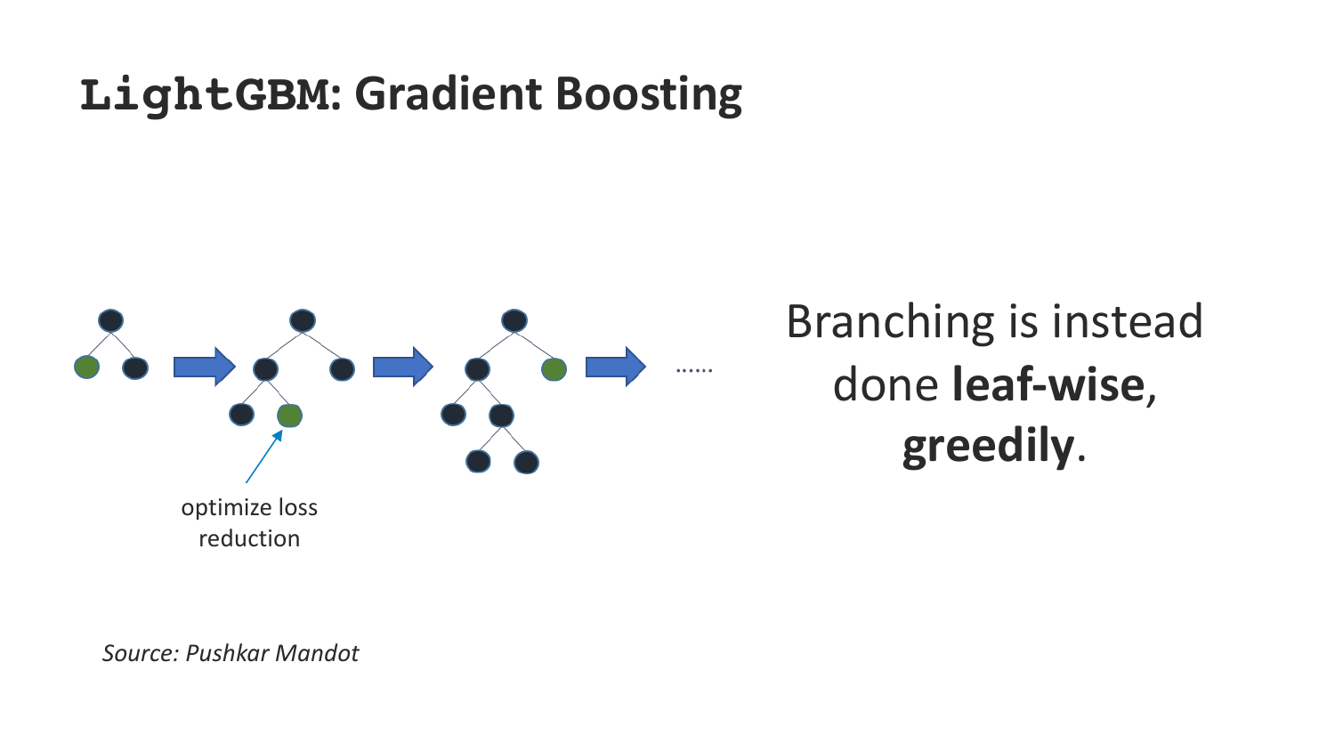# `LightGBM`: Gradient Boosting

optimize loss reduction

Branching is instead done **leaf-wise**, **greedily**.

*Source: Pushkar Mandot*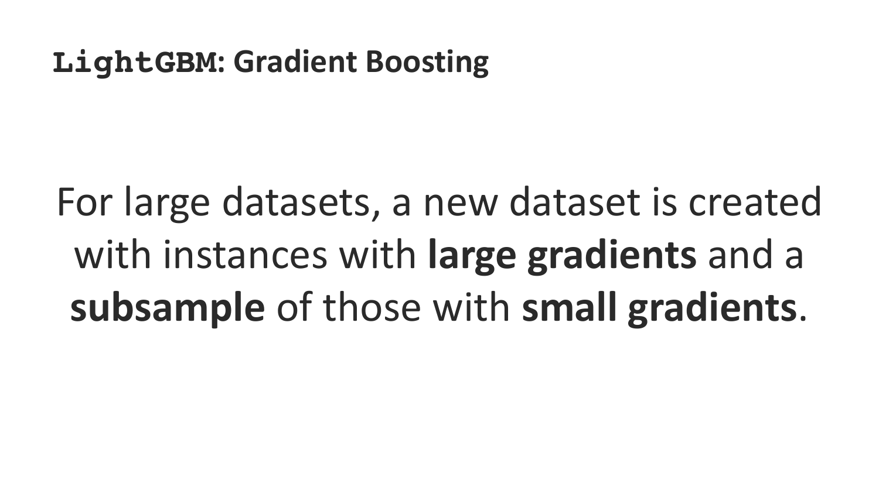## `LightGBM`: Gradient Boosting

For large datasets, a new dataset is created with instances with **large gradients** and a **subsample** of those with **small gradients**.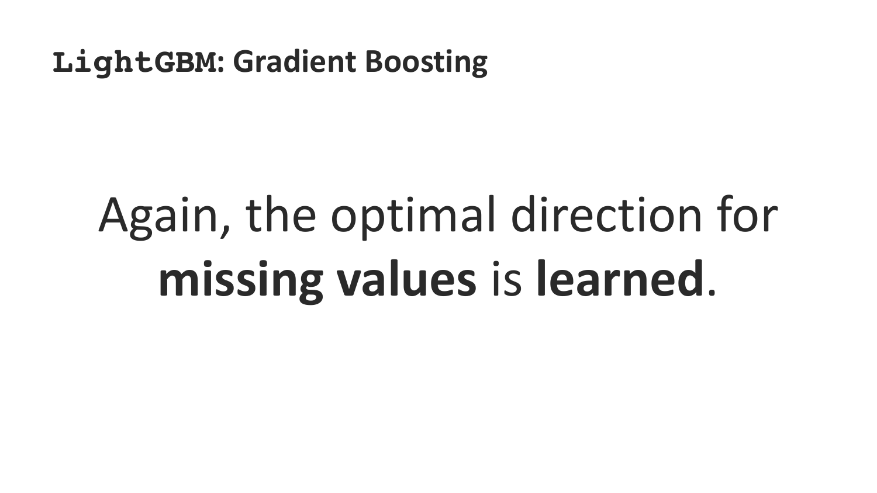## `LightGBM`: Gradient Boosting

Again, the optimal direction for **missing values** is **learned**.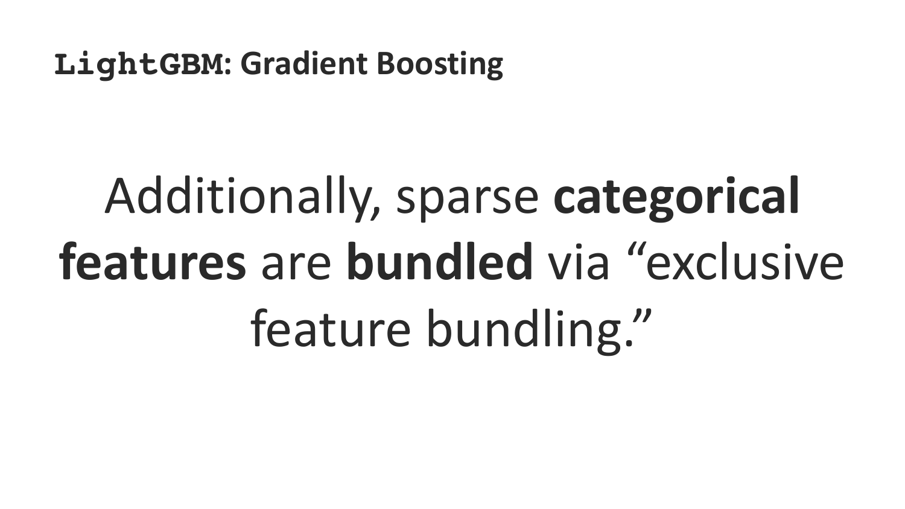## `LightGBM`: Gradient Boosting

Additionally, sparse **categorical features** are **bundled** via “exclusive feature bundling.”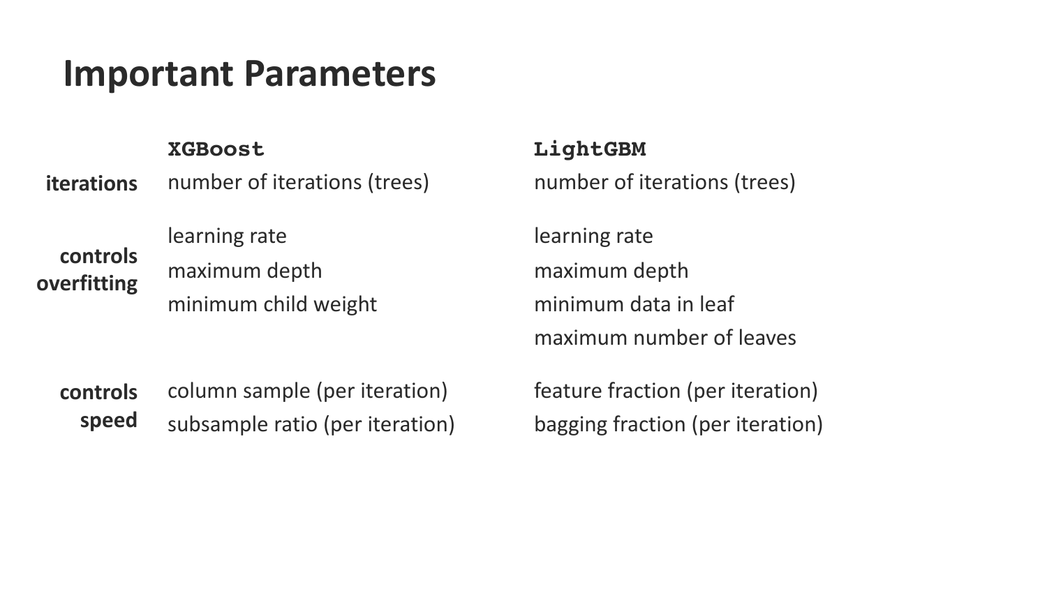# Important Parameters

| | **XGBoost** | **LightGBM** |
|---|---|---|
| **iterations** | number of iterations (trees) | number of iterations (trees) |
| **controls overfitting** | learning rate<br>maximum depth<br>minimum child weight | learning rate<br>maximum depth<br>minimum data in leaf<br>maximum number of leaves |
| **controls speed** | column sample (per iteration)<br>subsample ratio (per iteration) | feature fraction (per iteration)<br>bagging fraction (per iteration) |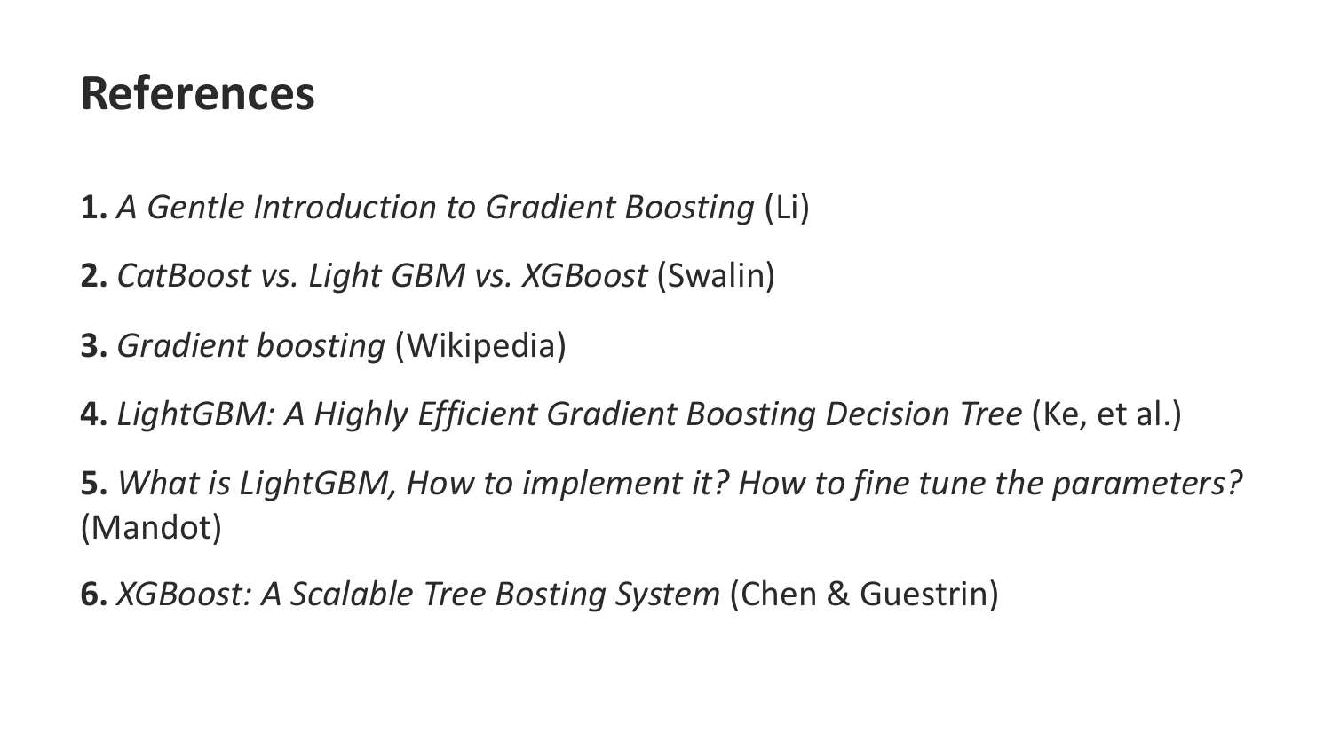# References

**1.** *A Gentle Introduction to Gradient Boosting* (Li)

**2.** *CatBoost vs. Light GBM vs. XGBoost* (Swalin)

**3.** *Gradient boosting* (Wikipedia)

**4.** *LightGBM: A Highly Efficient Gradient Boosting Decision Tree* (Ke, et al.)

**5.** *What is LightGBM, How to implement it? How to fine tune the parameters?* (Mandot)

**6.** *XGBoost: A Scalable Tree Bosting System* (Chen & Guestrin)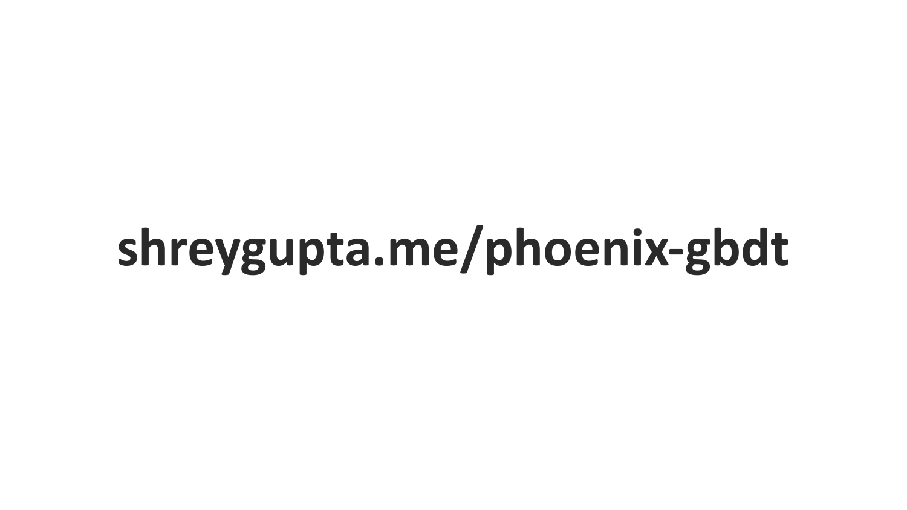**shreygupta.me/phoenix-gbdt**